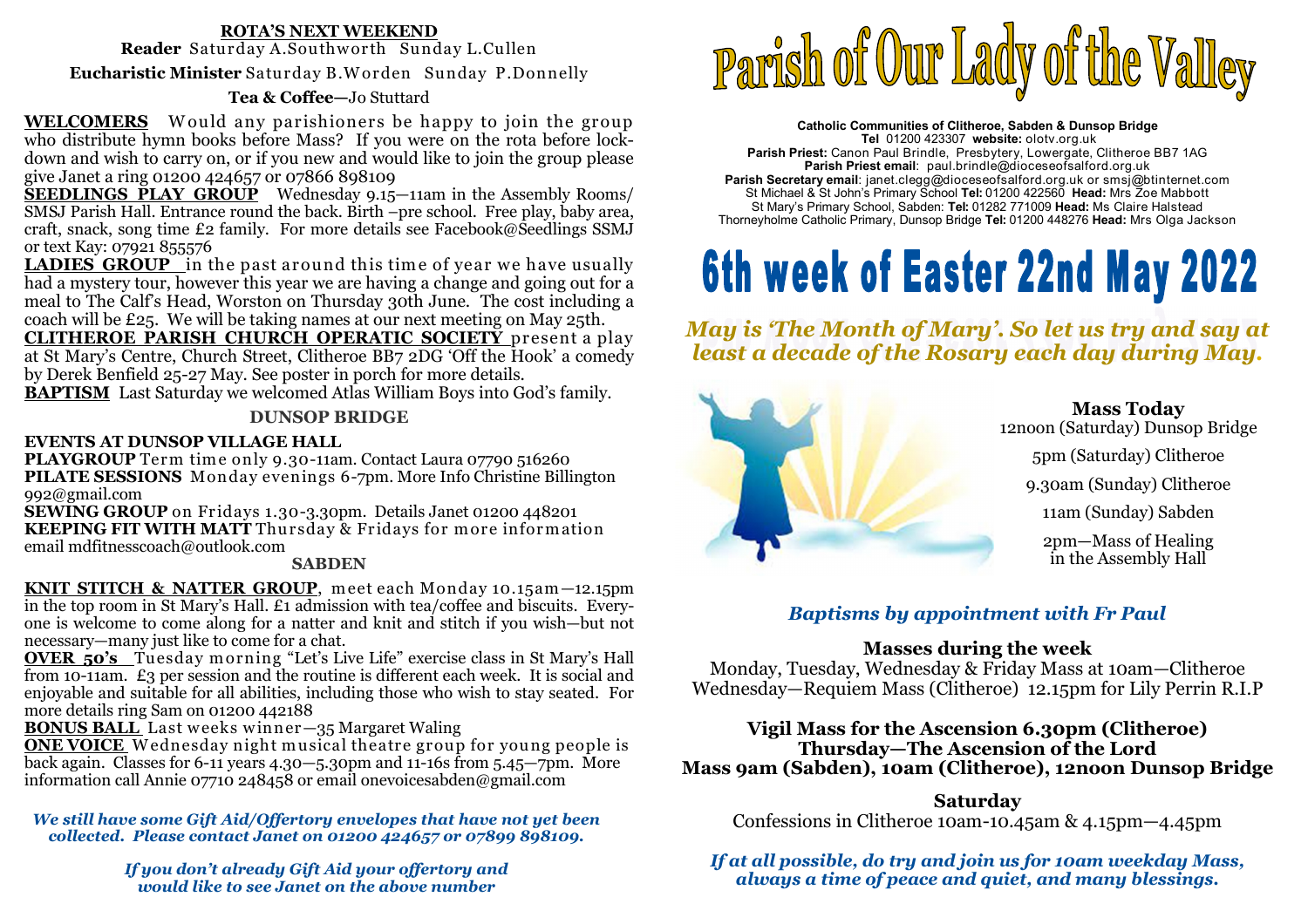# ROTA'S NEXT WEEKEND

**Reader** Saturday A.Southworth Sunday L.Cullen

**Eucharistic Minister** Saturday B.Worden Sunday P.Donnelly

**Tea & Coffee**—Jo Stuttard

**WELCOMERS** Would any parishioners be happy to join the group who distribute hymn books before Mass? If you were on the rota before lock-down and wish to carry on, or if you new and would like to join the group please give Janet a ring 01200 424657 or 07866 898109

**SEEDLINGS PLAY GROUP** Wednesday 9.15—11am in the Assembly Rooms/ SMSJ Parish Hall. Entrance round the back. Birth –pre school. Free play, baby area, craft, snack, song time £2 family. For more details see Facebook@Seedlings SSMJ or text Kay: 07921 855576

**LADIES GROUP** in the past around this time of year we have usually had a mystery tour, however this year we are having a change and going out for a meal to The Calf's Head, Worston on Thursday 30th June. The cost including a coach will be £25. We will be taking names at our next meeting on May 25th.

**CLITHEROE PARISH CHURCH OPERATIC SOCIETY** present a play at St Mary's Centre, Church Street, Clitheroe BB7 2DG 'Off the Hook' a comedy by Derek Benfield 25-27 May. See poster in porch for more details.

**BAPTISM** Last Saturday we welcomed Atlas William Boys into God's family.

## DUNSOP BRIDGE

**EVENTS AT DUNSOP VILLAGE HALL**

**PLAYGROUP** Term time only 9.30-11am. Contact Laura 07790 516260

**PILATE SESSIONS** Monday evenings 6-7pm. More Info Christine Billington 992@gmail.com

**SEWING GROUP** on Fridays 1.30-3.30pm. Details Janet 01200 448201

**KEEPING FIT WITH MATT** Thursday & Fridays for more information email mdfitnesscoach@outlook.com

## SABDEN

**KNIT STITCH & NATTER GROUP**, meet each Monday 10.15am—12.15pm in the top room in St Mary's Hall. £1 admission with tea/coffee and biscuits. Everyone is welcome to come along for a natter and knit and stitch if you wish—but not necessary—many just like to come for a chat.

**OVER 50's** Tuesday morning "Let's Live Life" exercise class in St Mary's Hall from 10-11am. £3 per session and the routine is different each week. It is social and enjoyable and suitable for all abilities, including those who wish to stay seated. For more details ring Sam on 01200 442188

**BONUS BALL** Last weeks winner—35 Margaret Waling

**ONE VOICE** Wednesday night musical theatre group for young people is back again. Classes for 6-11 years 4.30—5.30pm and 11-16s from 5.45—7pm. More information call Annie 07710 248458 or email onevoicesabden@gmail.com

*We still have some Gift Aid/Offertory envelopes that have not yet been collected. Please contact Janet on 01200 424657 or 07899 898109.*

*If you don't already Gift Aid your offertory and would like to see Janet on the above number*

# Parish of Our Lady of the Valley

**Catholic Communities of Clitheroe, Sabden & Dunsop Bridge**
**Tel** 01200 423307 **website:** olotv.org.uk
**Parish Priest:** Canon Paul Brindle, Presbytery, Lowergate, Clitheroe BB7 1AG
**Parish Priest email**: paul.brindle@dioceseofsalford.org.uk
**Parish Secretary email**: janet.clegg@dioceseofsalford.org.uk or smsj@btinternet.com
St Michael & St John's Primary School **Tel:** 01200 422560 **Head:** Mrs Zoe Mabbott
St Mary's Primary School, Sabden: **Tel:** 01282 771009 **Head:** Ms Claire Halstead
Thorneyholme Catholic Primary, Dunsop Bridge **Tel:** 01200 448276 **Head:** Mrs Olga Jackson

# 6th week of Easter 22nd May 2022

*May is 'The Month of Mary'. So let us try and say at least a decade of the Rosary each day during May.*

**Mass Today**

12noon (Saturday) Dunsop Bridge

5pm (Saturday) Clitheroe

9.30am (Sunday) Clitheroe

11am (Sunday) Sabden

2pm—Mass of Healing in the Assembly Hall

*Baptisms by appointment with Fr Paul*

**Masses during the week**

Monday, Tuesday, Wednesday & Friday Mass at 10am—Clitheroe
Wednesday—Requiem Mass (Clitheroe) 12.15pm for Lily Perrin R.I.P

**Vigil Mass for the Ascension 6.30pm (Clitheroe)**
**Thursday—The Ascension of the Lord**
**Mass 9am (Sabden), 10am (Clitheroe), 12noon Dunsop Bridge**

**Saturday**

Confessions in Clitheroe 10am-10.45am & 4.15pm—4.45pm

*If at all possible, do try and join us for 10am weekday Mass, always a time of peace and quiet, and many blessings.*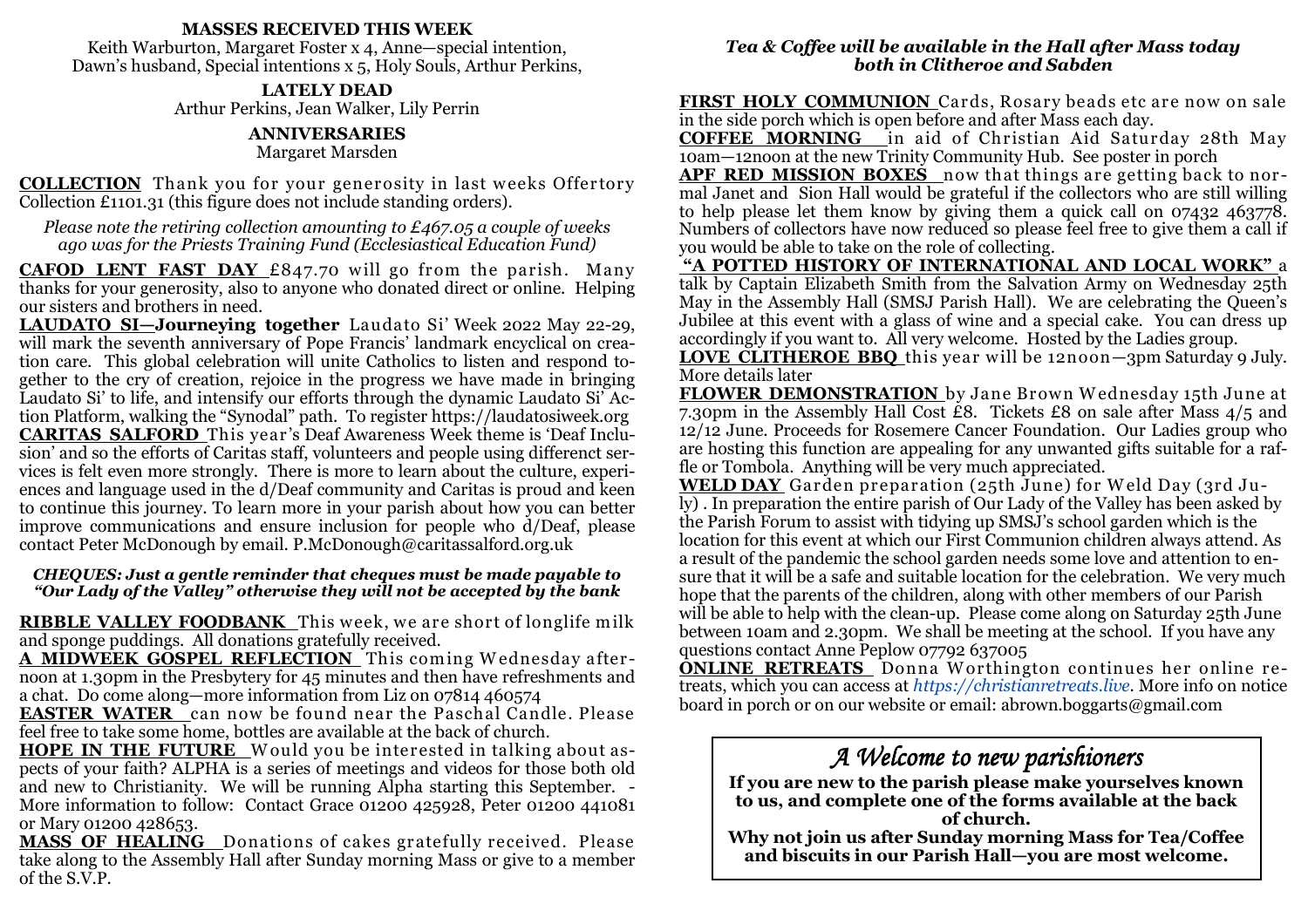**MASSES RECEIVED THIS WEEK**
Keith Warburton, Margaret Foster x 4, Anne—special intention, Dawn's husband, Special intentions x 5, Holy Souls, Arthur Perkins,

**LATELY DEAD**
Arthur Perkins, Jean Walker, Lily Perrin

**ANNIVERSARIES**
Margaret Marsden

**COLLECTION** Thank you for your generosity in last weeks Offertory Collection £1101.31 (this figure does not include standing orders).

*Please note the retiring collection amounting to £467.05 a couple of weeks ago was for the Priests Training Fund (Ecclesiastical Education Fund)*

**CAFOD LENT FAST DAY** £847.70 will go from the parish. Many thanks for your generosity, also to anyone who donated direct or online. Helping our sisters and brothers in need.

**LAUDATO SI—Journeying together** Laudato Si' Week 2022 May 22-29, will mark the seventh anniversary of Pope Francis' landmark encyclical on creation care. This global celebration will unite Catholics to listen and respond together to the cry of creation, rejoice in the progress we have made in bringing Laudato Si' to life, and intensify our efforts through the dynamic Laudato Si' Action Platform, walking the "Synodal" path. To register https://laudatosiweek.org

**CARITAS SALFORD** This year's Deaf Awareness Week theme is 'Deaf Inclusion' and so the efforts of Caritas staff, volunteers and people using differenct services is felt even more strongly. There is more to learn about the culture, experiences and language used in the d/Deaf community and Caritas is proud and keen to continue this journey. To learn more in your parish about how you can better improve communications and ensure inclusion for people who d/Deaf, please contact Peter McDonough by email. P.McDonough@caritassalford.org.uk

***CHEQUES: Just a gentle reminder that cheques must be made payable to "Our Lady of the Valley" otherwise they will not be accepted by the bank***

**RIBBLE VALLEY FOODBANK** This week, we are short of longlife milk and sponge puddings. All donations gratefully received.

**A MIDWEEK GOSPEL REFLECTION** This coming Wednesday afternoon at 1.30pm in the Presbytery for 45 minutes and then have refreshments and a chat. Do come along—more information from Liz on 07814 460574

**EASTER WATER** can now be found near the Paschal Candle. Please feel free to take some home, bottles are available at the back of church.

**HOPE IN THE FUTURE** Would you be interested in talking about aspects of your faith? ALPHA is a series of meetings and videos for those both old and new to Christianity. We will be running Alpha starting this September. - More information to follow: Contact Grace 01200 425928, Peter 01200 441081 or Mary 01200 428653.

**MASS OF HEALING** Donations of cakes gratefully received. Please take along to the Assembly Hall after Sunday morning Mass or give to a member of the S.V.P.

***Tea & Coffee will be available in the Hall after Mass today both in Clitheroe and Sabden***

**FIRST HOLY COMMUNION** Cards, Rosary beads etc are now on sale in the side porch which is open before and after Mass each day.

**COFFEE MORNING** in aid of Christian Aid Saturday 28th May 10am—12noon at the new Trinity Community Hub. See poster in porch

**APF RED MISSION BOXES** now that things are getting back to normal Janet and Sion Hall would be grateful if the collectors who are still willing to help please let them know by giving them a quick call on 07432 463778. Numbers of collectors have now reduced so please feel free to give them a call if you would be able to take on the role of collecting.

**"A POTTED HISTORY OF INTERNATIONAL AND LOCAL WORK"** a talk by Captain Elizabeth Smith from the Salvation Army on Wednesday 25th May in the Assembly Hall (SMSJ Parish Hall). We are celebrating the Queen's Jubilee at this event with a glass of wine and a special cake. You can dress up accordingly if you want to. All very welcome. Hosted by the Ladies group.

**LOVE CLITHEROE BBQ** this year will be 12noon—3pm Saturday 9 July. More details later

**FLOWER DEMONSTRATION** by Jane Brown Wednesday 15th June at 7.30pm in the Assembly Hall Cost £8. Tickets £8 on sale after Mass 4/5 and 12/12 June. Proceeds for Rosemere Cancer Foundation. Our Ladies group who are hosting this function are appealing for any unwanted gifts suitable for a raffle or Tombola. Anything will be very much appreciated.

**WELD DAY** Garden preparation (25th June) for Weld Day (3rd July) . In preparation the entire parish of Our Lady of the Valley has been asked by the Parish Forum to assist with tidying up SMSJ's school garden which is the location for this event at which our First Communion children always attend. As a result of the pandemic the school garden needs some love and attention to ensure that it will be a safe and suitable location for the celebration. We very much hope that the parents of the children, along with other members of our Parish will be able to help with the clean-up. Please come along on Saturday 25th June between 10am and 2.30pm. We shall be meeting at the school. If you have any questions contact Anne Peplow 07792 637005

**ONLINE RETREATS** Donna Worthington continues her online retreats, which you can access at *https://christianretreats.live*. More info on notice board in porch or on our website or email: abrown.boggarts@gmail.com

## *A Welcome to new parishioners*

**If you are new to the parish please make yourselves known to us, and complete one of the forms available at the back of church.**
**Why not join us after Sunday morning Mass for Tea/Coffee and biscuits in our Parish Hall—you are most welcome.**